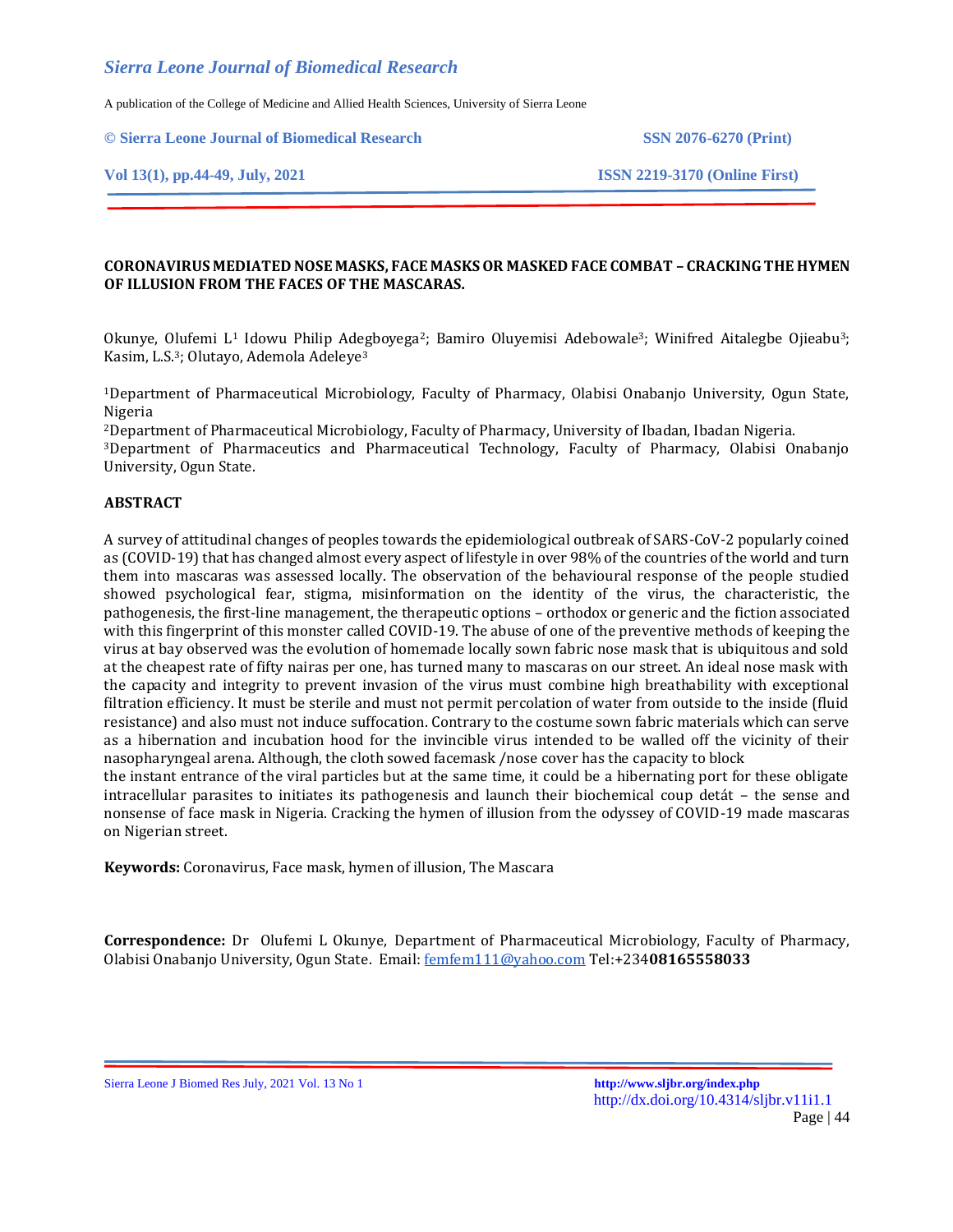# CORONAVIRUS MEDIATED NOSE MASKS, FACE MASKS OR MASKED FACE COMBAT – CRACKING THE HYMEN OF ILLUSION FROM THE FACES OF THE MASCARAS.

Okunye, Olufemi L[1] Idowu Philip Adegboyega[2]; Bamiro Oluyemisi Adebowale[3]; Winifred Aitalegbe Ojieabu[3]; Kasim, L.S.[3]; Olutayo, Ademola Adeleye[3]

[1]Department of Pharmaceutical Microbiology, Faculty of Pharmacy, Olabisi Onabanjo University, Ogun State, Nigeria

[2]Department of Pharmaceutical Microbiology, Faculty of Pharmacy, University of Ibadan, Ibadan Nigeria.

[3]Department of Pharmaceutics and Pharmaceutical Technology, Faculty of Pharmacy, Olabisi Onabanjo University, Ogun State.

## ABSTRACT

A survey of attitudinal changes of peoples towards the epidemiological outbreak of SARS-CoV-2 popularly coined as (COVID-19) that has changed almost every aspect of lifestyle in over 98% of the countries of the world and turn them into mascaras was assessed locally. The observation of the behavioural response of the people studied showed psychological fear, stigma, misinformation on the identity of the virus, the characteristic, the pathogenesis, the first-line management, the therapeutic options – orthodox or generic and the fiction associated with this fingerprint of this monster called COVID-19. The abuse of one of the preventive methods of keeping the virus at bay observed was the evolution of homemade locally sown fabric nose mask that is ubiquitous and sold at the cheapest rate of fifty nairas per one, has turned many to mascaras on our street. An ideal nose mask with the capacity and integrity to prevent invasion of the virus must combine high breathability with exceptional filtration efficiency. It must be sterile and must not permit percolation of water from outside to the inside (fluid resistance) and also must not induce suffocation. Contrary to the costume sown fabric materials which can serve as a hibernation and incubation hood for the invincible virus intended to be walled off the vicinity of their nasopharyngeal arena. Although, the cloth sowed facemask /nose cover has the capacity to block the instant entrance of the viral particles but at the same time, it could be a hibernating port for these obligate intracellular parasites to initiates its pathogenesis and launch their biochemical coup detát – the sense and nonsense of face mask in Nigeria. Cracking the hymen of illusion from the odyssey of COVID-19 made mascaras on Nigerian street.

**Keywords:** Coronavirus, Face mask, hymen of illusion, The Mascara

**Correspondence:** Dr Olufemi L Okunye, Department of Pharmaceutical Microbiology, Faculty of Pharmacy, Olabisi Onabanjo University, Ogun State. Email: femfem111@yahoo.com Tel:+234**08165558033**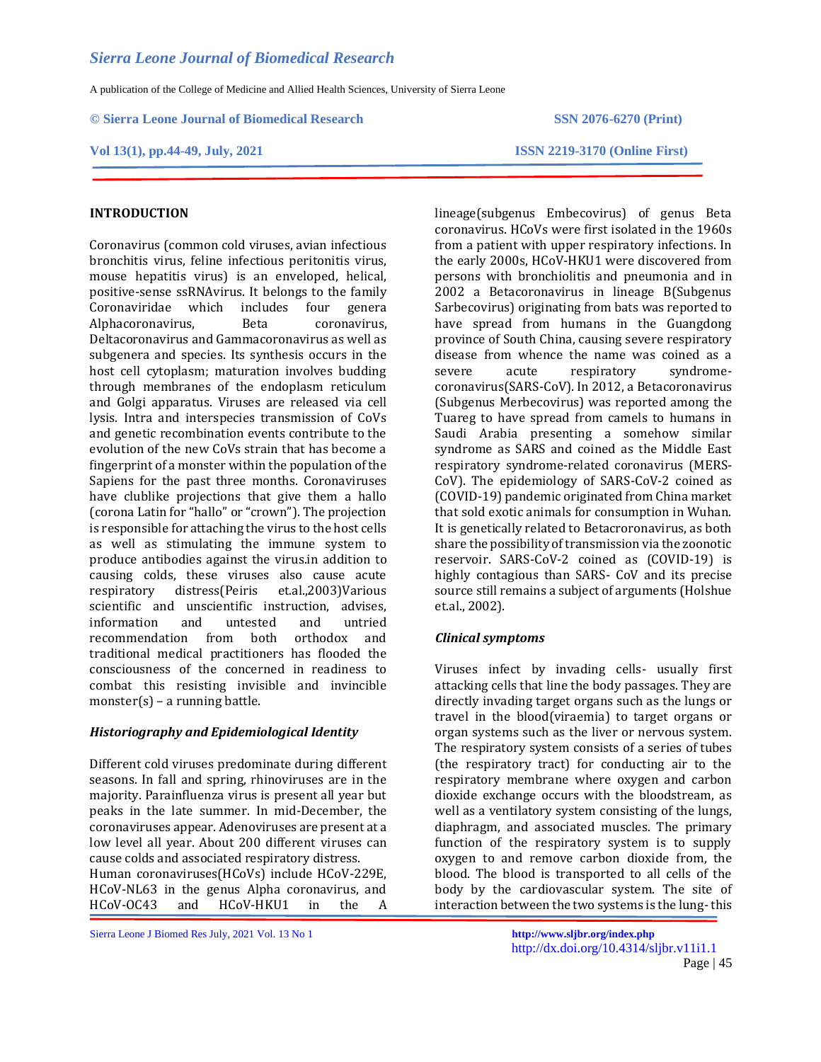## INTRODUCTION

Coronavirus (common cold viruses, avian infectious bronchitis virus, feline infectious peritonitis virus, mouse hepatitis virus) is an enveloped, helical, positive-sense ssRNAvirus. It belongs to the family Coronaviridae which includes four genera Alphacoronavirus, Beta coronavirus, Deltacoronavirus and Gammacoronavirus as well as subgenera and species. Its synthesis occurs in the host cell cytoplasm; maturation involves budding through membranes of the endoplasm reticulum and Golgi apparatus. Viruses are released via cell lysis. Intra and interspecies transmission of CoVs and genetic recombination events contribute to the evolution of the new CoVs strain that has become a fingerprint of a monster within the population of the Sapiens for the past three months. Coronaviruses have clublike projections that give them a hallo (corona Latin for "hallo" or "crown"). The projection is responsible for attaching the virus to the host cells as well as stimulating the immune system to produce antibodies against the virus.in addition to causing colds, these viruses also cause acute respiratory distress(Peiris et.al.,2003)Various scientific and unscientific instruction, advises, information and untested and untried recommendation from both orthodox and traditional medical practitioners has flooded the consciousness of the concerned in readiness to combat this resisting invisible and invincible monster(s) – a running battle.

### *Historiography and Epidemiological Identity*

Different cold viruses predominate during different seasons. In fall and spring, rhinoviruses are in the majority. Parainfluenza virus is present all year but peaks in the late summer. In mid-December, the coronaviruses appear. Adenoviruses are present at a low level all year. About 200 different viruses can cause colds and associated respiratory distress.

Human coronaviruses(HCoVs) include HCoV-229E, HCoV-NL63 in the genus Alpha coronavirus, and HCoV-OC43 and HCoV-HKU1 in the A lineage(subgenus Embecovirus) of genus Beta coronavirus. HCoVs were first isolated in the 1960s from a patient with upper respiratory infections. In the early 2000s, HCoV-HKU1 were discovered from persons with bronchiolitis and pneumonia and in 2002 a Betacoronavirus in lineage B(Subgenus Sarbecovirus) originating from bats was reported to have spread from humans in the Guangdong province of South China, causing severe respiratory disease from whence the name was coined as a severe acute respiratory syndrome-coronavirus(SARS-CoV). In 2012, a Betacoronavirus (Subgenus Merbecovirus) was reported among the Tuareg to have spread from camels to humans in Saudi Arabia presenting a somehow similar syndrome as SARS and coined as the Middle East respiratory syndrome-related coronavirus (MERS-CoV). The epidemiology of SARS-CoV-2 coined as (COVID-19) pandemic originated from China market that sold exotic animals for consumption in Wuhan. It is genetically related to Betacroronavirus, as both share the possibility of transmission via the zoonotic reservoir. SARS-CoV-2 coined as (COVID-19) is highly contagious than SARS- CoV and its precise source still remains a subject of arguments (Holshue et.al., 2002).

### *Clinical symptoms*

Viruses infect by invading cells- usually first attacking cells that line the body passages. They are directly invading target organs such as the lungs or travel in the blood(viraemia) to target organs or organ systems such as the liver or nervous system. The respiratory system consists of a series of tubes (the respiratory tract) for conducting air to the respiratory membrane where oxygen and carbon dioxide exchange occurs with the bloodstream, as well as a ventilatory system consisting of the lungs, diaphragm, and associated muscles. The primary function of the respiratory system is to supply oxygen to and remove carbon dioxide from, the blood. The blood is transported to all cells of the body by the cardiovascular system. The site of interaction between the two systems is the lung- this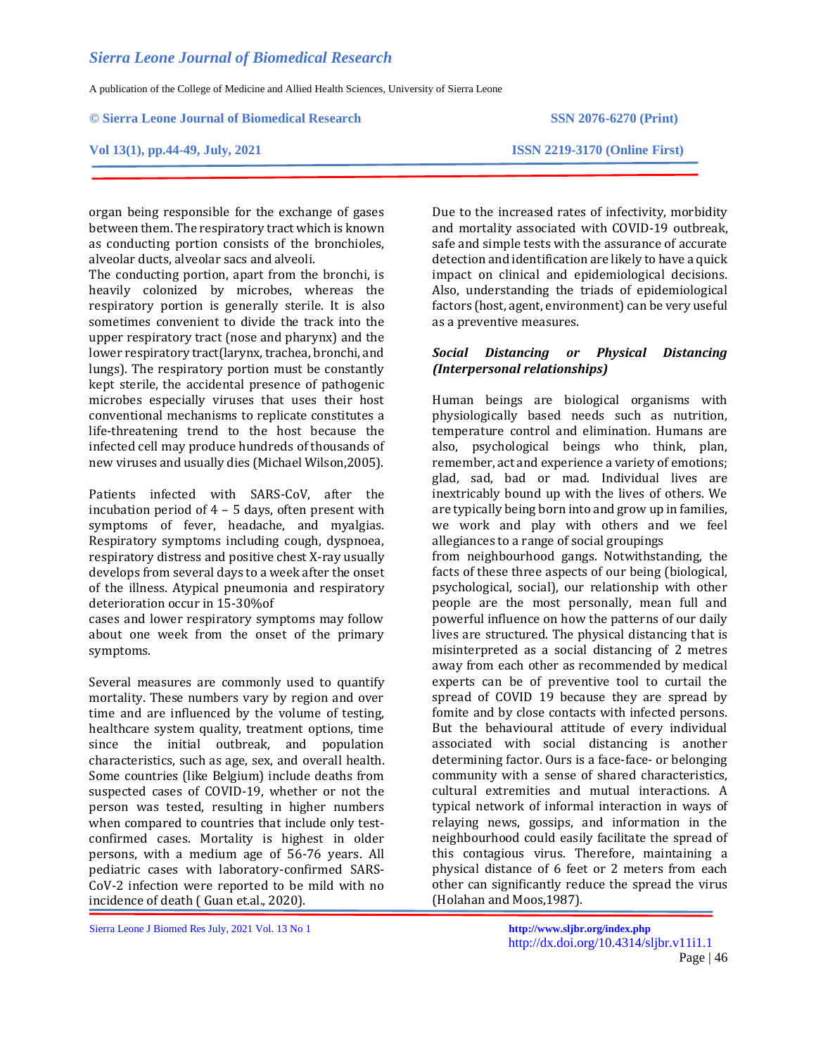organ being responsible for the exchange of gases between them. The respiratory tract which is known as conducting portion consists of the bronchioles, alveolar ducts, alveolar sacs and alveoli.
The conducting portion, apart from the bronchi, is heavily colonized by microbes, whereas the respiratory portion is generally sterile. It is also sometimes convenient to divide the track into the upper respiratory tract (nose and pharynx) and the lower respiratory tract(larynx, trachea, bronchi, and lungs). The respiratory portion must be constantly kept sterile, the accidental presence of pathogenic microbes especially viruses that uses their host conventional mechanisms to replicate constitutes a life-threatening trend to the host because the infected cell may produce hundreds of thousands of new viruses and usually dies (Michael Wilson,2005).

Patients infected with SARS-CoV, after the incubation period of 4 – 5 days, often present with symptoms of fever, headache, and myalgias. Respiratory symptoms including cough, dyspnoea, respiratory distress and positive chest X-ray usually develops from several days to a week after the onset of the illness. Atypical pneumonia and respiratory deterioration occur in 15-30%of cases and lower respiratory symptoms may follow about one week from the onset of the primary symptoms.

Several measures are commonly used to quantify mortality. These numbers vary by region and over time and are influenced by the volume of testing, healthcare system quality, treatment options, time since the initial outbreak, and population characteristics, such as age, sex, and overall health. Some countries (like Belgium) include deaths from suspected cases of COVID-19, whether or not the person was tested, resulting in higher numbers when compared to countries that include only test-confirmed cases. Mortality is highest in older persons, with a medium age of 56-76 years. All pediatric cases with laboratory-confirmed SARS-CoV-2 infection were reported to be mild with no incidence of death ( Guan et.al., 2020).

Due to the increased rates of infectivity, morbidity and mortality associated with COVID-19 outbreak, safe and simple tests with the assurance of accurate detection and identification are likely to have a quick impact on clinical and epidemiological decisions. Also, understanding the triads of epidemiological factors (host, agent, environment) can be very useful as a preventive measures.

***Social Distancing or Physical Distancing (Interpersonal relationships)***

Human beings are biological organisms with physiologically based needs such as nutrition, temperature control and elimination. Humans are also, psychological beings who think, plan, remember, act and experience a variety of emotions; glad, sad, bad or mad. Individual lives are inextricably bound up with the lives of others. We are typically being born into and grow up in families, we work and play with others and we feel allegiances to a range of social groupings from neighbourhood gangs. Notwithstanding, the facts of these three aspects of our being (biological, psychological, social), our relationship with other people are the most personally, mean full and powerful influence on how the patterns of our daily lives are structured. The physical distancing that is misinterpreted as a social distancing of 2 metres away from each other as recommended by medical experts can be of preventive tool to curtail the spread of COVID 19 because they are spread by fomite and by close contacts with infected persons. But the behavioural attitude of every individual associated with social distancing is another determining factor. Ours is a face-face- or belonging community with a sense of shared characteristics, cultural extremities and mutual interactions. A typical network of informal interaction in ways of relaying news, gossips, and information in the neighbourhood could easily facilitate the spread of this contagious virus. Therefore, maintaining a physical distance of 6 feet or 2 meters from each other can significantly reduce the spread the virus (Holahan and Moos,1987).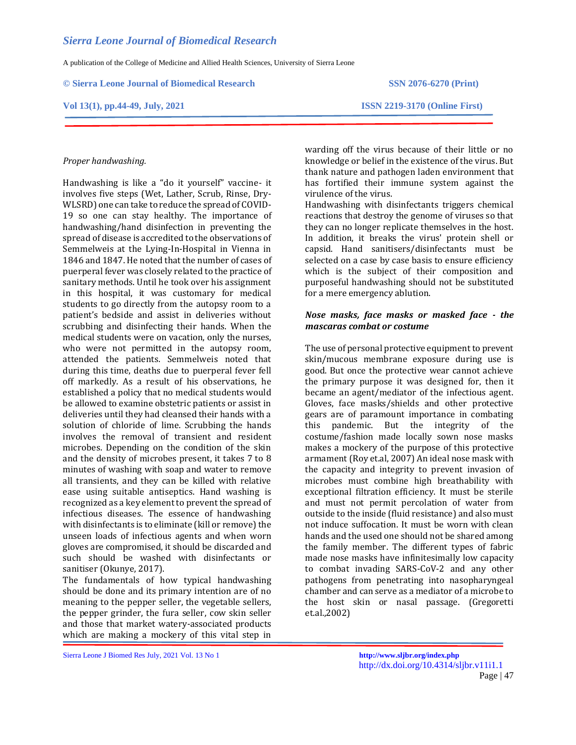*Proper handwashing.*

Handwashing is like a "do it yourself" vaccine- it involves five steps (Wet, Lather, Scrub, Rinse, Dry-WLSRD) one can take to reduce the spread of COVID-19 so one can stay healthy. The importance of handwashing/hand disinfection in preventing the spread of disease is accredited to the observations of Semmelweis at the Lying-In-Hospital in Vienna in 1846 and 1847. He noted that the number of cases of puerperal fever was closely related to the practice of sanitary methods. Until he took over his assignment in this hospital, it was customary for medical students to go directly from the autopsy room to a patient's bedside and assist in deliveries without scrubbing and disinfecting their hands. When the medical students were on vacation, only the nurses, who were not permitted in the autopsy room, attended the patients. Semmelweis noted that during this time, deaths due to puerperal fever fell off markedly. As a result of his observations, he established a policy that no medical students would be allowed to examine obstetric patients or assist in deliveries until they had cleansed their hands with a solution of chloride of lime. Scrubbing the hands involves the removal of transient and resident microbes. Depending on the condition of the skin and the density of microbes present, it takes 7 to 8 minutes of washing with soap and water to remove all transients, and they can be killed with relative ease using suitable antiseptics. Hand washing is recognized as a key element to prevent the spread of infectious diseases. The essence of handwashing with disinfectants is to eliminate (kill or remove) the unseen loads of infectious agents and when worn gloves are compromised, it should be discarded and such should be washed with disinfectants or sanitiser (Okunye, 2017).

The fundamentals of how typical handwashing should be done and its primary intention are of no meaning to the pepper seller, the vegetable sellers, the pepper grinder, the fura seller, cow skin seller and those that market watery-associated products which are making a mockery of this vital step in warding off the virus because of their little or no knowledge or belief in the existence of the virus. But thank nature and pathogen laden environment that has fortified their immune system against the virulence of the virus.

Handwashing with disinfectants triggers chemical reactions that destroy the genome of viruses so that they can no longer replicate themselves in the host. In addition, it breaks the virus' protein shell or capsid. Hand sanitisers/disinfectants must be selected on a case by case basis to ensure efficiency which is the subject of their composition and purposeful handwashing should not be substituted for a mere emergency ablution.

***Nose masks, face masks or masked face - the mascaras combat or costume***

The use of personal protective equipment to prevent skin/mucous membrane exposure during use is good. But once the protective wear cannot achieve the primary purpose it was designed for, then it became an agent/mediator of the infectious agent. Gloves, face masks/shields and other protective gears are of paramount importance in combating this pandemic. But the integrity of the costume/fashion made locally sown nose masks makes a mockery of the purpose of this protective armament (Roy et.al, 2007) An ideal nose mask with the capacity and integrity to prevent invasion of microbes must combine high breathability with exceptional filtration efficiency. It must be sterile and must not permit percolation of water from outside to the inside (fluid resistance) and also must not induce suffocation. It must be worn with clean hands and the used one should not be shared among the family member. The different types of fabric made nose masks have infinitesimally low capacity to combat invading SARS-CoV-2 and any other pathogens from penetrating into nasopharyngeal chamber and can serve as a mediator of a microbe to the host skin or nasal passage. (Gregoretti et.al.,2002)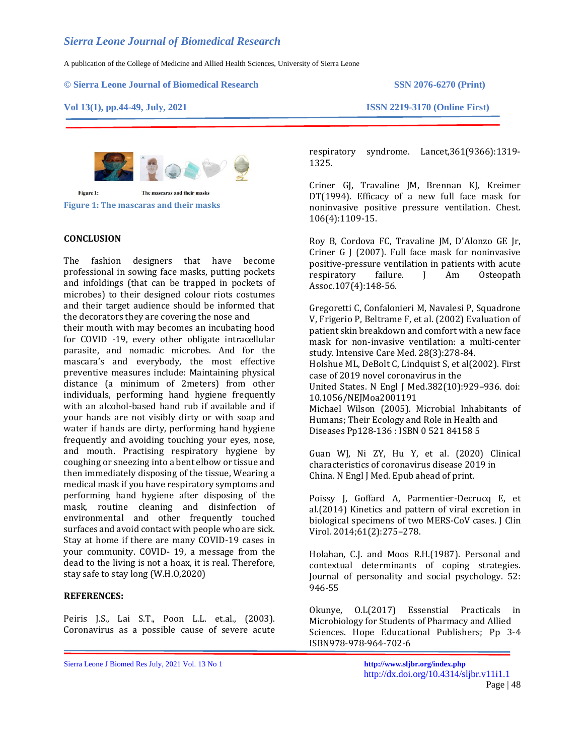Figure 1: The mascaras and their masks

Figure 1: The mascaras and their masks

## CONCLUSION

The fashion designers that have become professional in sowing face masks, putting pockets and infoldings (that can be trapped in pockets of microbes) to their designed colour riots costumes and their target audience should be informed that the decorators they are covering the nose and their mouth with may becomes an incubating hood for COVID -19, every other obligate intracellular parasite, and nomadic microbes. And for the mascara's and everybody, the most effective preventive measures include: Maintaining physical distance (a minimum of 2meters) from other individuals, performing hand hygiene frequently with an alcohol-based hand rub if available and if your hands are not visibly dirty or with soap and water if hands are dirty, performing hand hygiene frequently and avoiding touching your eyes, nose, and mouth. Practising respiratory hygiene by coughing or sneezing into a bent elbow or tissue and then immediately disposing of the tissue, Wearing a medical mask if you have respiratory symptoms and performing hand hygiene after disposing of the mask, routine cleaning and disinfection of environmental and other frequently touched surfaces and avoid contact with people who are sick. Stay at home if there are many COVID-19 cases in your community. COVID- 19, a message from the dead to the living is not a hoax, it is real. Therefore, stay safe to stay long (W.H.O,2020)

## REFERENCES:

Peiris J.S., Lai S.T., Poon L.L. et.al., (2003). Coronavirus as a possible cause of severe acute respiratory syndrome. Lancet,361(9366):1319-1325.

Criner GJ, Travaline JM, Brennan KJ, Kreimer DT(1994). Efficacy of a new full face mask for noninvasive positive pressure ventilation. Chest. 106(4):1109-15.

Roy B, Cordova FC, Travaline JM, D'Alonzo GE Jr, Criner G J (2007). Full face mask for noninvasive positive-pressure ventilation in patients with acute respiratory failure. J Am Osteopath Assoc.107(4):148-56.

Gregoretti C, Confalonieri M, Navalesi P, Squadrone V, Frigerio P, Beltrame F, et al. (2002) Evaluation of patient skin breakdown and comfort with a new face mask for non-invasive ventilation: a multi-center study. Intensive Care Med. 28(3):278-84.

Holshue ML, DeBolt C, Lindquist S, et al(2002). First case of 2019 novel coronavirus in the United States. N Engl J Med.382(10):929–936. doi: 10.1056/NEJMoa2001191

Michael Wilson (2005). Microbial Inhabitants of Humans; Their Ecology and Role in Health and Diseases Pp128-136 : ISBN 0 521 84158 5

Guan WJ, Ni ZY, Hu Y, et al. (2020) Clinical characteristics of coronavirus disease 2019 in China. N Engl J Med. Epub ahead of print.

Poissy J, Goffard A, Parmentier-Decrucq E, et al.(2014) Kinetics and pattern of viral excretion in biological specimens of two MERS-CoV cases. J Clin Virol. 2014;61(2):275–278.

Holahan, C.J. and Moos R.H.(1987). Personal and contextual determinants of coping strategies. Journal of personality and social psychology. 52: 946-55

Okunye, O.L(2017) Essential Practicals in Microbiology for Students of Pharmacy and Allied Sciences. Hope Educational Publishers; Pp 3-4 ISBN978-978-964-702-6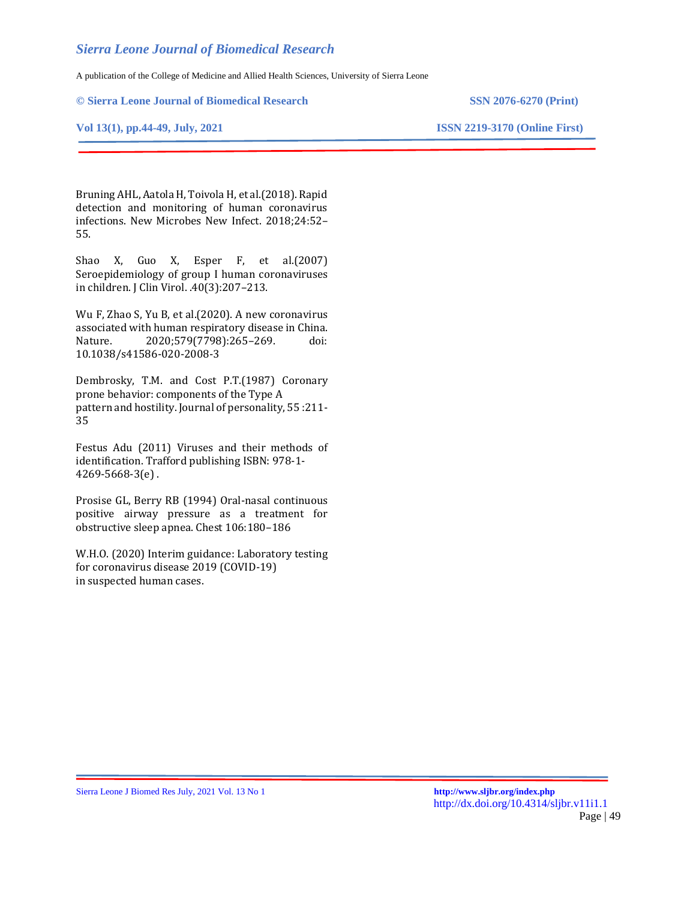Bruning AHL, Aatola H, Toivola H, et al.(2018). Rapid detection and monitoring of human coronavirus infections. New Microbes New Infect. 2018;24:52–55.

Shao X, Guo X, Esper F, et al.(2007) Seroepidemiology of group I human coronaviruses in children. J Clin Virol. .40(3):207–213.

Wu F, Zhao S, Yu B, et al.(2020). A new coronavirus associated with human respiratory disease in China. Nature. 2020;579(7798):265–269. doi: 10.1038/s41586-020-2008-3

Dembrosky, T.M. and Cost P.T.(1987) Coronary prone behavior: components of the Type A pattern and hostility. Journal of personality, 55 :211-35

Festus Adu (2011) Viruses and their methods of identification. Trafford publishing ISBN: 978-1-4269-5668-3(e) .

Prosise GL, Berry RB (1994) Oral-nasal continuous positive airway pressure as a treatment for obstructive sleep apnea. Chest 106:180–186

W.H.O. (2020) Interim guidance: Laboratory testing for coronavirus disease 2019 (COVID-19) in suspected human cases.